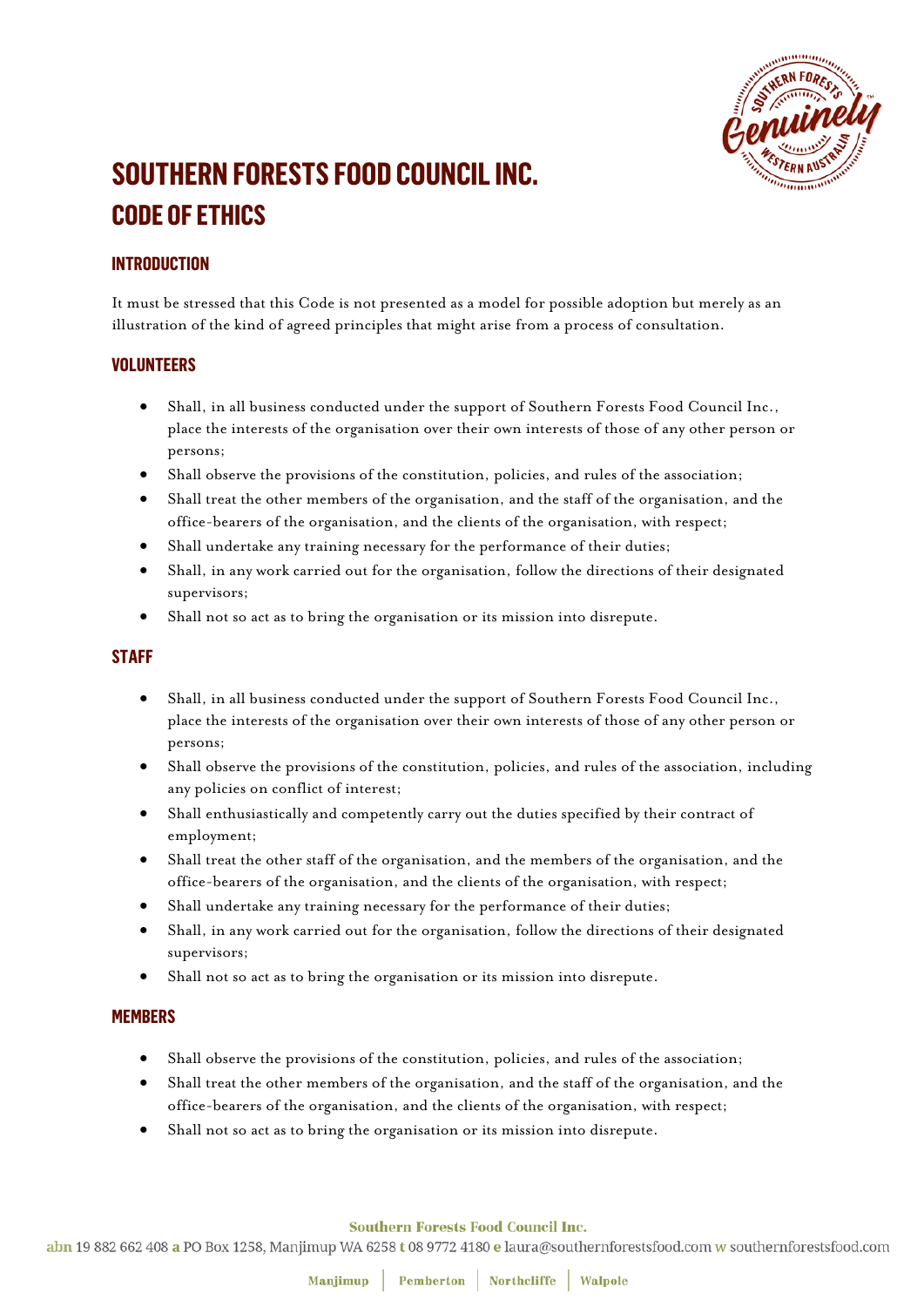# SOUTHERN FORESTS FOOD COUNCIL INC.
# CODE OF ETHICS

## INTRODUCTION

It must be stressed that this Code is not presented as a model for possible adoption but merely as an illustration of the kind of agreed principles that might arise from a process of consultation.

## VOLUNTEERS

- Shall, in all business conducted under the support of Southern Forests Food Council Inc., place the interests of the organisation over their own interests of those of any other person or persons;
- Shall observe the provisions of the constitution, policies, and rules of the association;
- Shall treat the other members of the organisation, and the staff of the organisation, and the office-bearers of the organisation, and the clients of the organisation, with respect;
- Shall undertake any training necessary for the performance of their duties;
- Shall, in any work carried out for the organisation, follow the directions of their designated supervisors;
- Shall not so act as to bring the organisation or its mission into disrepute.

## STAFF

- Shall, in all business conducted under the support of Southern Forests Food Council Inc., place the interests of the organisation over their own interests of those of any other person or persons;
- Shall observe the provisions of the constitution, policies, and rules of the association, including any policies on conflict of interest;
- Shall enthusiastically and competently carry out the duties specified by their contract of employment;
- Shall treat the other staff of the organisation, and the members of the organisation, and the office-bearers of the organisation, and the clients of the organisation, with respect;
- Shall undertake any training necessary for the performance of their duties;
- Shall, in any work carried out for the organisation, follow the directions of their designated supervisors;
- Shall not so act as to bring the organisation or its mission into disrepute.

## MEMBERS

- Shall observe the provisions of the constitution, policies, and rules of the association;
- Shall treat the other members of the organisation, and the staff of the organisation, and the office-bearers of the organisation, and the clients of the organisation, with respect;
- Shall not so act as to bring the organisation or its mission into disrepute.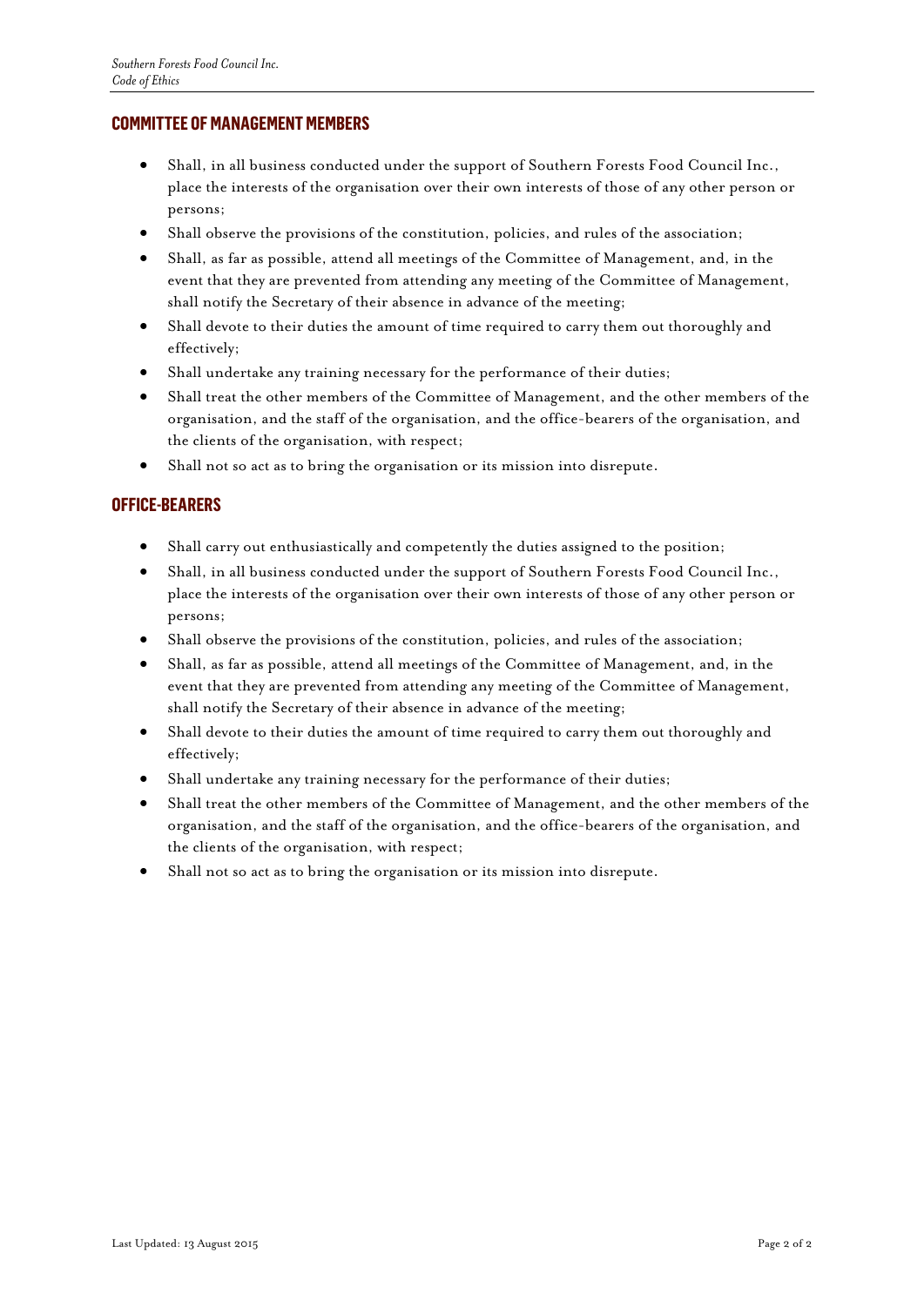## COMMITTEE OF MANAGEMENT MEMBERS

- Shall, in all business conducted under the support of Southern Forests Food Council Inc., place the interests of the organisation over their own interests of those of any other person or persons;
- Shall observe the provisions of the constitution, policies, and rules of the association;
- Shall, as far as possible, attend all meetings of the Committee of Management, and, in the event that they are prevented from attending any meeting of the Committee of Management, shall notify the Secretary of their absence in advance of the meeting;
- Shall devote to their duties the amount of time required to carry them out thoroughly and effectively;
- Shall undertake any training necessary for the performance of their duties;
- Shall treat the other members of the Committee of Management, and the other members of the organisation, and the staff of the organisation, and the office-bearers of the organisation, and the clients of the organisation, with respect;
- Shall not so act as to bring the organisation or its mission into disrepute.

## OFFICE-BEARERS

- Shall carry out enthusiastically and competently the duties assigned to the position;
- Shall, in all business conducted under the support of Southern Forests Food Council Inc., place the interests of the organisation over their own interests of those of any other person or persons;
- Shall observe the provisions of the constitution, policies, and rules of the association;
- Shall, as far as possible, attend all meetings of the Committee of Management, and, in the event that they are prevented from attending any meeting of the Committee of Management, shall notify the Secretary of their absence in advance of the meeting;
- Shall devote to their duties the amount of time required to carry them out thoroughly and effectively;
- Shall undertake any training necessary for the performance of their duties;
- Shall treat the other members of the Committee of Management, and the other members of the organisation, and the staff of the organisation, and the office-bearers of the organisation, and the clients of the organisation, with respect;
- Shall not so act as to bring the organisation or its mission into disrepute.

Last Updated: 13 August 2015